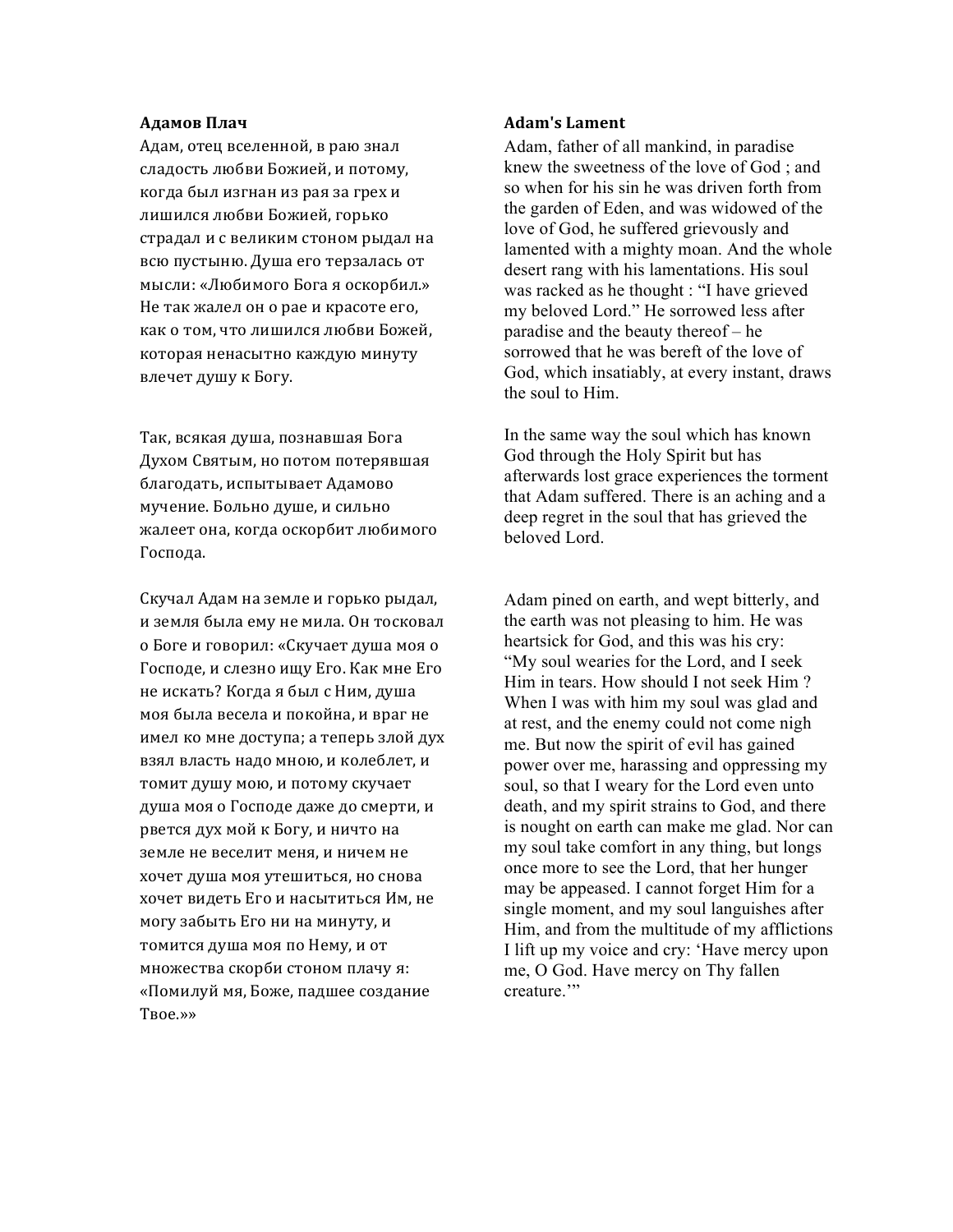**Адамов Плач**

Адам, отец вселенной, в раю знал сладость любви Божией, и потому, когда был изгнан из рая за грех и лишился любви Божией, горько страдал и с великим стоном рыдал на всю пустыню. Душа его терзалась от мысли: «Любимого Бога я оскорбил.» Не так жалел он о рае и красоте его, как о том, что лишился любви Божей, которая ненасытно каждую минуту влечет душу к Богу.

Так, всякая душа, познавшая Бога Духом Святым, но потом потерявшая благодать, испытывает Адамово мучение. Больно душе, и сильно жалеет она, когда оскорбит любимого Господа.

Скучал Адам на земле и горько рыдал, и земля была ему не мила. Он тосковал о Боге и говорил: «Скучает душа моя о Господе, и слезно ищу Его. Как мне Его не искать? Когда я был с Ним, душа моя была весела и покойна, и враг не имел ко мне доступа; а теперь злой дух взял власть надо мною, и колеблет, и томит душу мою, и потому скучает душа моя о Господе даже до смерти, и рвется дух мой к Богу, и ничто на земле не веселит меня, и ничем не хочет душа моя утешиться, но снова хочет видеть Его и насытиться Им, не могу забыть Его ни на минуту, и томится душа моя по Нему, и от множества скорби стоном плачу я: «Помилуй мя, Боже, падшее создание Твое.»»

**Adam's Lament**

Adam, father of all mankind, in paradise knew the sweetness of the love of God ; and so when for his sin he was driven forth from the garden of Eden, and was widowed of the love of God, he suffered grievously and lamented with a mighty moan. And the whole desert rang with his lamentations. His soul was racked as he thought : "I have grieved my beloved Lord." He sorrowed less after paradise and the beauty thereof – he sorrowed that he was bereft of the love of God, which insatiably, at every instant, draws the soul to Him.

In the same way the soul which has known God through the Holy Spirit but has afterwards lost grace experiences the torment that Adam suffered. There is an aching and a deep regret in the soul that has grieved the beloved Lord.

Adam pined on earth, and wept bitterly, and the earth was not pleasing to him. He was heartsick for God, and this was his cry: "My soul wearies for the Lord, and I seek Him in tears. How should I not seek Him ? When I was with him my soul was glad and at rest, and the enemy could not come nigh me. But now the spirit of evil has gained power over me, harassing and oppressing my soul, so that I weary for the Lord even unto death, and my spirit strains to God, and there is nought on earth can make me glad. Nor can my soul take comfort in any thing, but longs once more to see the Lord, that her hunger may be appeased. I cannot forget Him for a single moment, and my soul languishes after Him, and from the multitude of my afflictions I lift up my voice and cry: 'Have mercy upon me, O God. Have mercy on Thy fallen creature.'"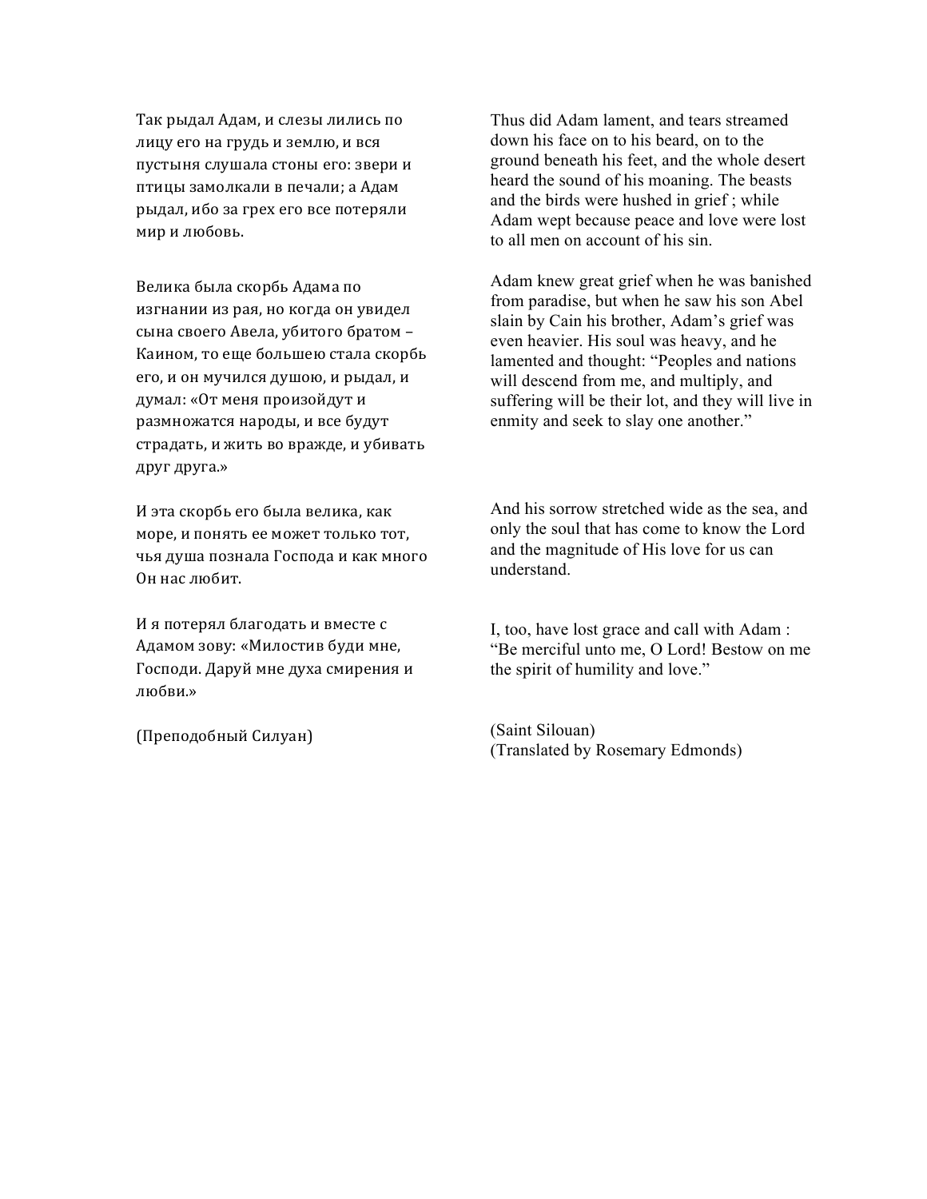Так рыдал Адам, и слезы лились по лицу его на грудь и землю, и вся пустыня слушала стоны его: звери и птицы замолкали в печали; а Адам рыдал, ибо за грех его все потеряли мир и любовь.

Велика была скорбь Адама по изгнании из рая, но когда он увидел сына своего Авела, убитого братом – Каином, то еще большею стала скорбь его, и он мучился душою, и рыдал, и думал: «От меня произойдут и размножатся народы, и все будут страдать, и жить во вражде, и убивать друг друга.»

И эта скорбь его была велика, как море, и понять ее может только тот, чья душа познала Господа и как много Он нас любит.

И я потерял благодать и вместе с Адамом зову: «Милостив буди мне, Господи. Даруй мне духа смирения и любви.»

(Преподобный Силуан)

Thus did Adam lament, and tears streamed down his face on to his beard, on to the ground beneath his feet, and the whole desert heard the sound of his moaning. The beasts and the birds were hushed in grief ; while Adam wept because peace and love were lost to all men on account of his sin.

Adam knew great grief when he was banished from paradise, but when he saw his son Abel slain by Cain his brother, Adam's grief was even heavier. His soul was heavy, and he lamented and thought: "Peoples and nations will descend from me, and multiply, and suffering will be their lot, and they will live in enmity and seek to slay one another."

And his sorrow stretched wide as the sea, and only the soul that has come to know the Lord and the magnitude of His love for us can understand.

I, too, have lost grace and call with Adam : "Be merciful unto me, O Lord! Bestow on me the spirit of humility and love."

(Saint Silouan)
(Translated by Rosemary Edmonds)